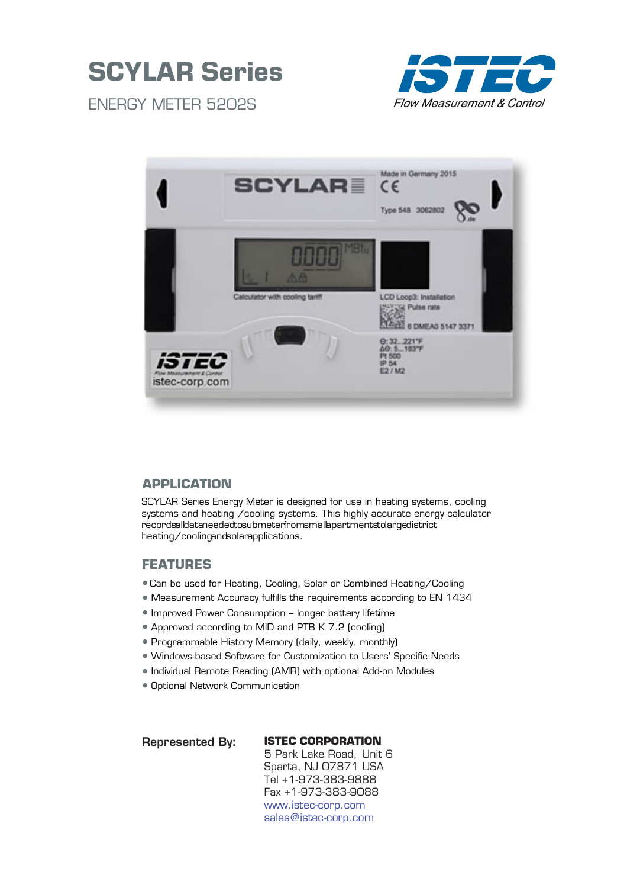# SCYLAR Series

ENERGY METER 5202S

ISTEC

*Flow Measurement & Control*

## APPLICATION

SCYLAR Series Energy Meter is designed for use in heating systems, cooling systems and heating /cooling systems. This highly accurate energy calculator records all data needed to submeter from small apartments to large district heating/cooling and solar applications.

## FEATURES

- Can be used for Heating, Cooling, Solar or Combined Heating/Cooling
- Measurement Accuracy fulfills the requirements according to EN 1434
- Improved Power Consumption – longer battery lifetime
- Approved according to MID and PTB K 7.2 (cooling)
- Programmable History Memory (daily, weekly, monthly)
- Windows-based Software for Customization to Users' Specific Needs
- Individual Remote Reading (AMR) with optional Add-on Modules
- Optional Network Communication

**Represented By:**

**ISTEC CORPORATION**
5 Park Lake Road, Unit 6
Sparta, NJ 07871 USA
Tel +1-973-383-9888
Fax +1-973-383-9088
www.istec-corp.com
sales@istec-corp.com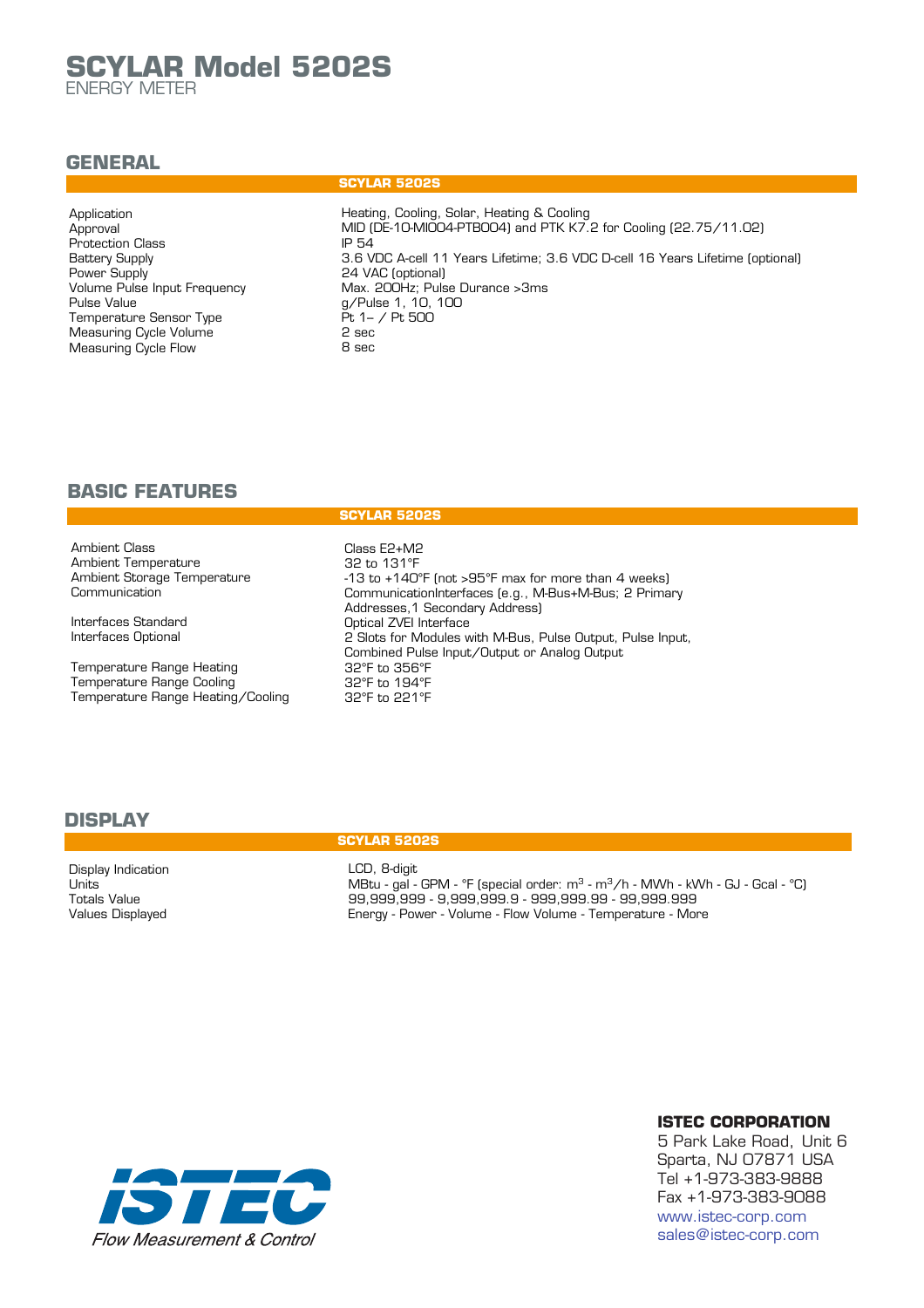# SCYLAR Model 5202S

ENERGY METER

## GENERAL

| | SCYLAR 5202S |
|---|---|
| Application | Heating, Cooling, Solar, Heating & Cooling |
| Approval | MID (DE-10-MI004-PTB004) and PTK K7.2 for Cooling (22.75/11.02) |
| Protection Class | IP 54 |
| Battery Supply | 3.6 VDC A-cell 11 Years Lifetime; 3.6 VDC D-cell 16 Years Lifetime (optional) |
| Power Supply | 24 VAC (optional) |
| Volume Pulse Input Frequency | Max. 200Hz; Pulse Durance >3ms |
| Pulse Value | g/Pulse 1, 10, 100 |
| Temperature Sensor Type | Pt 1– / Pt 500 |
| Measuring Cycle Volume | 2 sec |
| Measuring Cycle Flow | 8 sec |

## BASIC FEATURES

| | SCYLAR 5202S |
|---|---|
| Ambient Class | Class E2+M2 |
| Ambient Temperature | 32 to 131°F |
| Ambient Storage Temperature | -13 to +140°F (not >95°F max for more than 4 weeks) |
| Communication | CommunicationInterfaces (e.g., M-Bus+M-Bus; 2 Primary Addresses,1 Secondary Address) |
| Interfaces Standard | Optical ZVEI Interface |
| Interfaces Optional | 2 Slots for Modules with M-Bus, Pulse Output, Pulse Input, Combined Pulse Input/Output or Analog Output |
| Temperature Range Heating | 32°F to 356°F |
| Temperature Range Cooling | 32°F to 194°F |
| Temperature Range Heating/Cooling | 32°F to 221°F |

## DISPLAY

| | SCYLAR 5202S |
|---|---|
| Display Indication | LCD, 8-digit |
| Units | MBtu - gal - GPM - °F (special order: $m^3$ - $m^3$/h - MWh - kWh - GJ - Gcal - °C) |
| Totals Value | 99,999,999 - 9,999,999.9 - 999,999.99 - 99,999.999 |
| Values Displayed | Energy - Power - Volume - Flow Volume - Temperature - More |

ISTEC

*Flow Measurement & Control*

**ISTEC CORPORATION**
5 Park Lake Road, Unit 6
Sparta, NJ 07871 USA
Tel +1-973-383-9888
Fax +1-973-383-9088
www.istec-corp.com
sales@istec-corp.com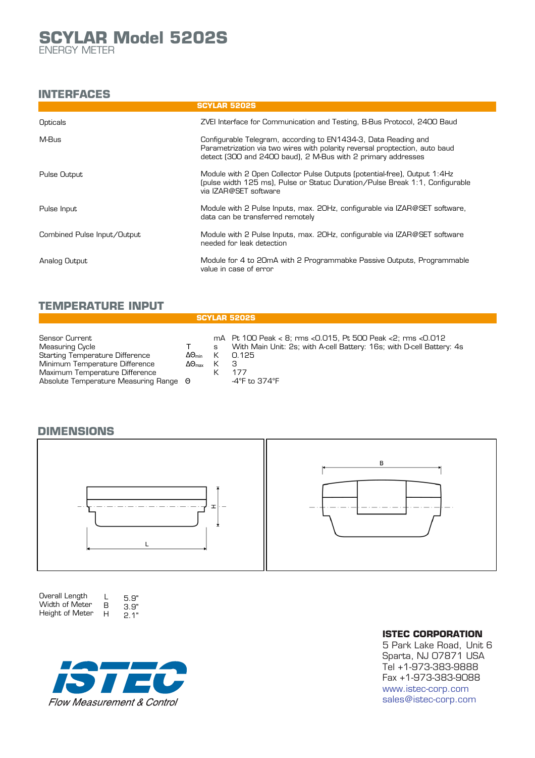# SCYLAR Model 5202S
ENERGY METER

## INTERFACES

| | SCYLAR 5202S |
|---|---|
| Opticals | ZVEI Interface for Communication and Testing, B-Bus Protocol, 2400 Baud |
| M-Bus | Configurable Telegram, according to EN1434-3, Data Reading and Parametrization via two wires with polarity reversal proptection, auto baud detect (300 and 2400 baud), 2 M-Bus with 2 primary addresses |
| Pulse Output | Module with 2 Open Collector Pulse Outputs (potential-free), Output 1:4Hz (pulse width 125 ms), Pulse or Statuc Duration/Pulse Break 1:1, Configurable via IZAR@SET software |
| Pulse Input | Module with 2 Pulse Inputs, max. 20Hz, configurable via IZAR@SET software, data can be transferred remotely |
| Combined Pulse Input/Output | Module with 2 Pulse Inputs, max. 20Hz, configurable via IZAR@SET software needed for leak detection |
| Analog Output | Module for 4 to 20mA with 2 Programmabke Passive Outputs, Programmable value in case of error |

## TEMPERATURE INPUT

| | | | SCYLAR 5202S |
|---|---|---|---|
| Sensor Current | | mA | Pt 100 Peak < 8; rms <0.015, Pt 500 Peak <2; rms <0.012 |
| Measuring Cycle | T | s | With Main Unit: 2s; with A-cell Battery: 16s; with D-cell Battery: 4s |
| Starting Temperature Difference | $\Delta\Theta_{min}$ | K | 0.125 |
| Minimum Temperature Difference | $\Delta\Theta_{max}$ | K | 3 |
| Maximum Temperature Difference | | K | 177 |
| Absolute Temperature Measuring Range | Θ | | -4°F to 374°F |

## DIMENSIONS

H

L

B

| | | |
|---|---|---|
| Overall Length | L | 5.9" |
| Width of Meter | B | 3.9" |
| Height of Meter | H | 2.1" |

ISTEC
*Flow Measurement & Control*

**ISTEC CORPORATION**
5 Park Lake Road, Unit 6
Sparta, NJ 07871 USA
Tel +1-973-383-9888
Fax +1-973-383-9088
www.istec-corp.com
sales@istec-corp.com